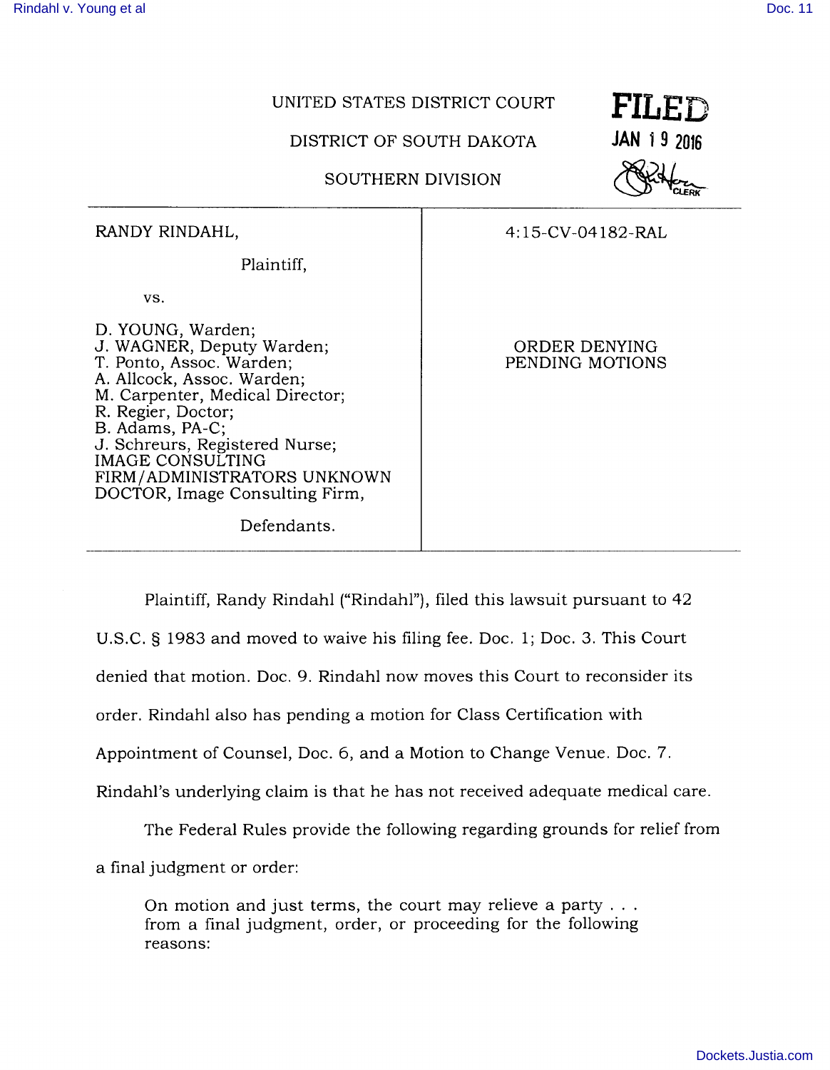UNITED STATES DISTRICT COURT

DISTRICT OF SOUTH DAKOTA

SOUTHERN DIVISION

**FILED**
**JAN 19 2016**
CLERK

| | |
|---|---|
| RANDY RINDAHL,<br><br>Plaintiff,<br><br>vs.<br><br>D. YOUNG, Warden;<br>J. WAGNER, Deputy Warden;<br>T. Ponto, Assoc. Warden;<br>A. Allcock, Assoc. Warden;<br>M. Carpenter, Medical Director;<br>R. Regier, Doctor;<br>B. Adams, PA-C;<br>J. Schreurs, Registered Nurse;<br>IMAGE CONSULTING FIRM/ADMINISTRATORS UNKNOWN DOCTOR, Image Consulting Firm,<br><br>Defendants. | 4:15-CV-04182-RAL<br><br><br><br>ORDER DENYING PENDING MOTIONS |

Plaintiff, Randy Rindahl ("Rindahl"), filed this lawsuit pursuant to 42 U.S.C. § 1983 and moved to waive his filing fee. Doc. 1; Doc. 3. This Court denied that motion. Doc. 9. Rindahl now moves this Court to reconsider its order. Rindahl also has pending a motion for Class Certification with Appointment of Counsel, Doc. 6, and a Motion to Change Venue. Doc. 7. Rindahl's underlying claim is that he has not received adequate medical care.

The Federal Rules provide the following regarding grounds for relief from a final judgment or order:

> On motion and just terms, the court may relieve a party . . . from a final judgment, order, or proceeding for the following reasons: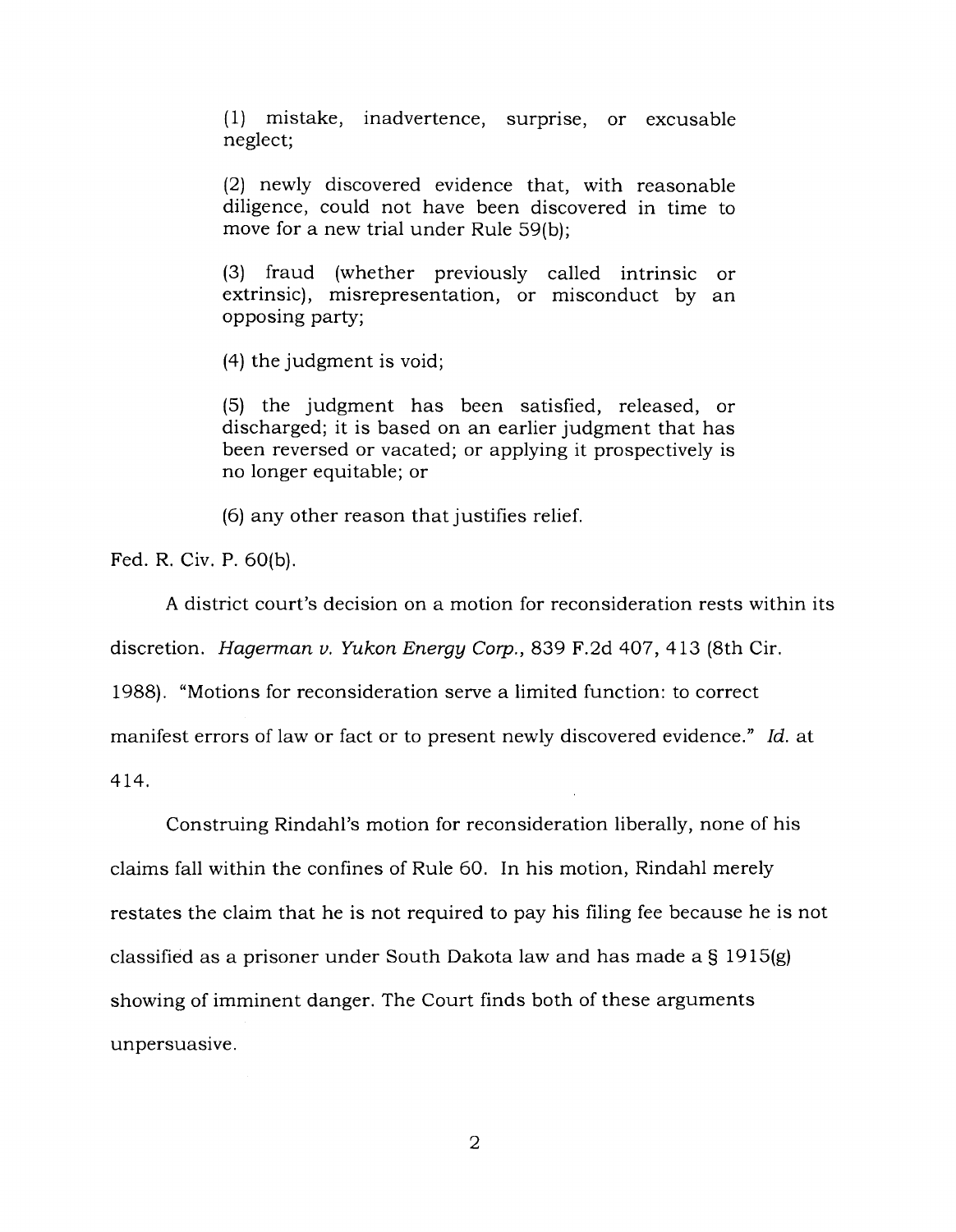(1) mistake, inadvertence, surprise, or excusable neglect;

(2) newly discovered evidence that, with reasonable diligence, could not have been discovered in time to move for a new trial under Rule 59(b);

(3) fraud (whether previously called intrinsic or extrinsic), misrepresentation, or misconduct by an opposing party;

(4) the judgment is void;

(5) the judgment has been satisfied, released, or discharged; it is based on an earlier judgment that has been reversed or vacated; or applying it prospectively is no longer equitable; or

(6) any other reason that justifies relief.

Fed. R. Civ. P. 60(b).

A district court's decision on a motion for reconsideration rests within its discretion. *Hagerman v. Yukon Energy Corp.*, 839 F.2d 407, 413 (8th Cir. 1988). "Motions for reconsideration serve a limited function: to correct manifest errors of law or fact or to present newly discovered evidence." *Id.* at 414.

Construing Rindahl's motion for reconsideration liberally, none of his claims fall within the confines of Rule 60. In his motion, Rindahl merely restates the claim that he is not required to pay his filing fee because he is not classified as a prisoner under South Dakota law and has made a § 1915(g) showing of imminent danger. The Court finds both of these arguments unpersuasive.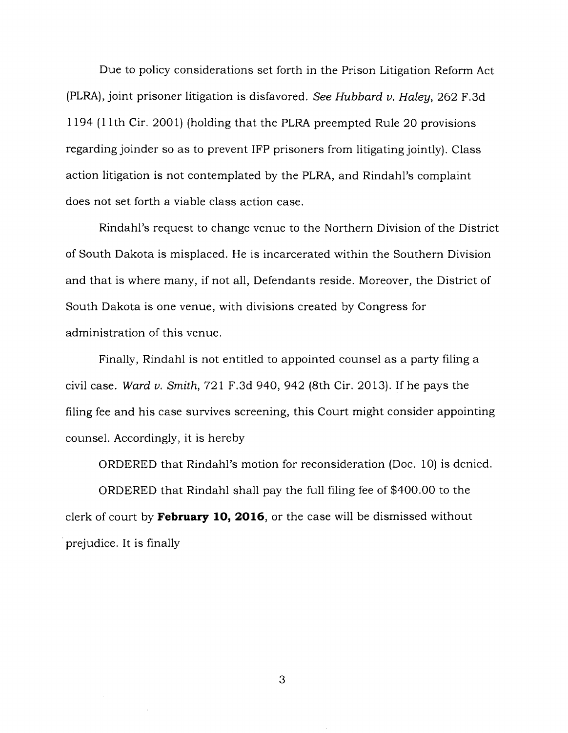Due to policy considerations set forth in the Prison Litigation Reform Act (PLRA), joint prisoner litigation is disfavored. *See Hubbard v. Haley*, 262 F.3d 1194 (11th Cir. 2001) (holding that the PLRA preempted Rule 20 provisions regarding joinder so as to prevent IFP prisoners from litigating jointly). Class action litigation is not contemplated by the PLRA, and Rindahl's complaint does not set forth a viable class action case.

Rindahl's request to change venue to the Northern Division of the District of South Dakota is misplaced. He is incarcerated within the Southern Division and that is where many, if not all, Defendants reside. Moreover, the District of South Dakota is one venue, with divisions created by Congress for administration of this venue.

Finally, Rindahl is not entitled to appointed counsel as a party filing a civil case. *Ward v. Smith*, 721 F.3d 940, 942 (8th Cir. 2013). If he pays the filing fee and his case survives screening, this Court might consider appointing counsel. Accordingly, it is hereby

ORDERED that Rindahl's motion for reconsideration (Doc. 10) is denied.

ORDERED that Rindahl shall pay the full filing fee of $400.00 to the clerk of court by **February 10, 2016**, or the case will be dismissed without prejudice. It is finally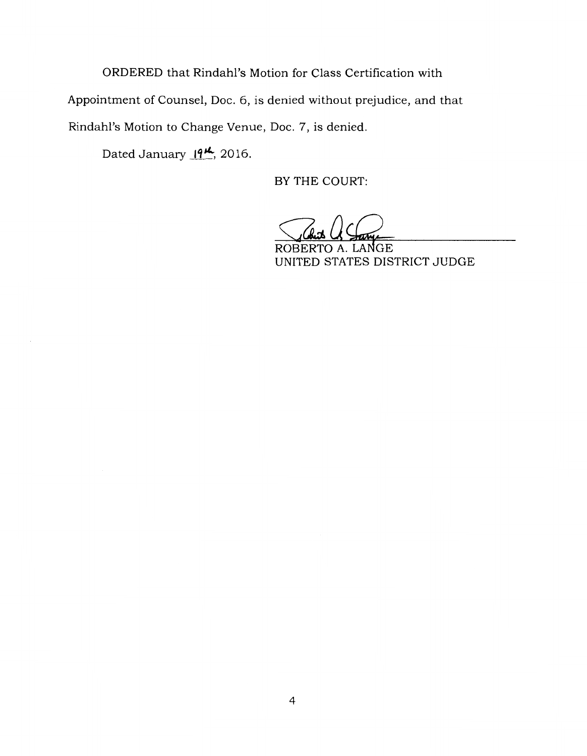ORDERED that Rindahl's Motion for Class Certification with Appointment of Counsel, Doc. 6, is denied without prejudice, and that Rindahl's Motion to Change Venue, Doc. 7, is denied.

Dated January 19th, 2016.

BY THE COURT:

ROBERTO A. LANGE
UNITED STATES DISTRICT JUDGE